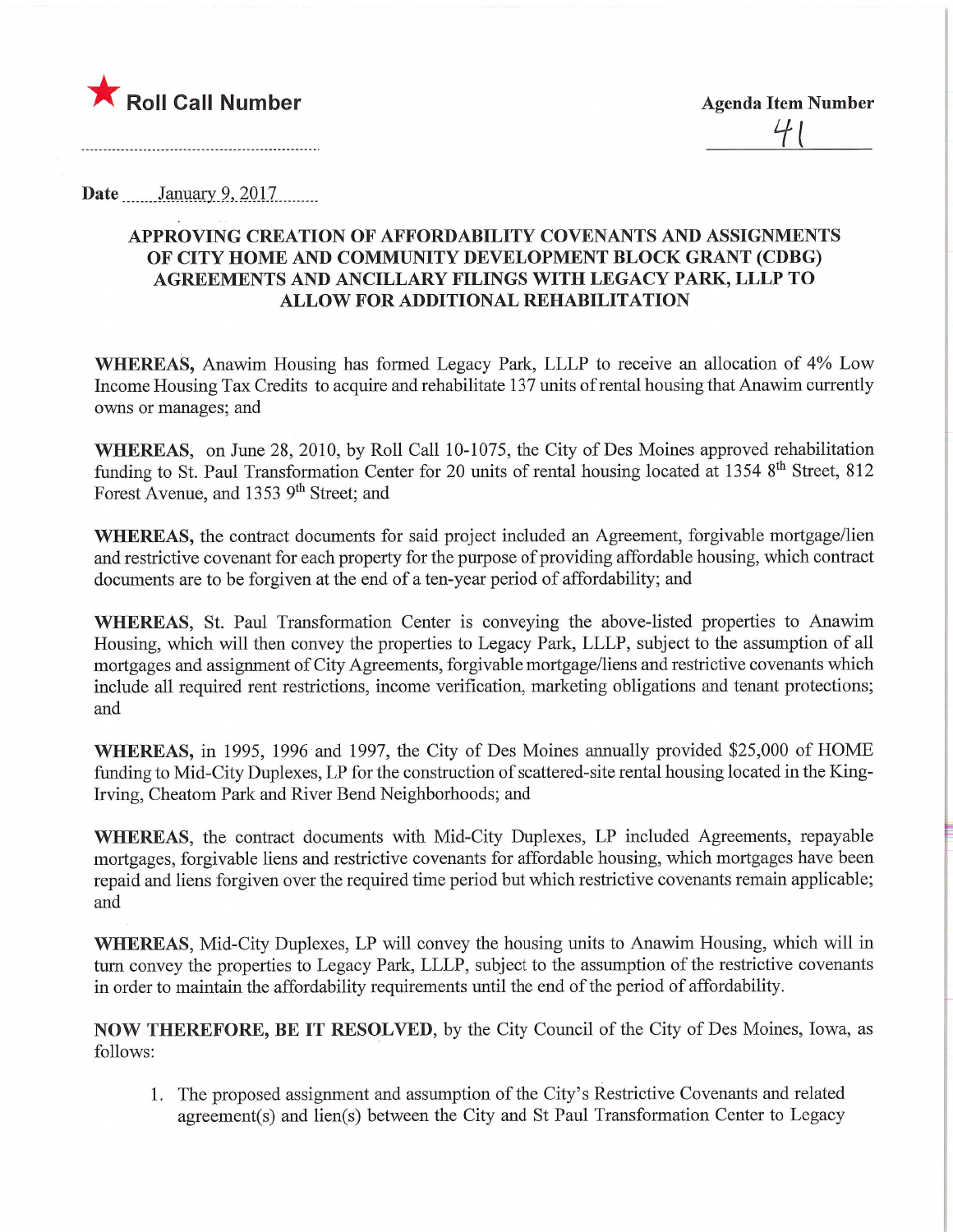★ **Roll Call Number**

**Agenda Item Number**

41

**Date** January 9, 2017

## APPROVING CREATION OF AFFORDABILITY COVENANTS AND ASSIGNMENTS OF CITY HOME AND COMMUNITY DEVELOPMENT BLOCK GRANT (CDBG) AGREEMENTS AND ANCILLARY FILINGS WITH LEGACY PARK, LLLP TO ALLOW FOR ADDITIONAL REHABILITATION

**WHEREAS,** Anawim Housing has formed Legacy Park, LLLP to receive an allocation of 4% Low Income Housing Tax Credits to acquire and rehabilitate 137 units of rental housing that Anawim currently owns or manages; and

**WHEREAS,** on June 28, 2010, by Roll Call 10-1075, the City of Des Moines approved rehabilitation funding to St. Paul Transformation Center for 20 units of rental housing located at 1354 8th Street, 812 Forest Avenue, and 1353 9th Street; and

**WHEREAS,** the contract documents for said project included an Agreement, forgivable mortgage/lien and restrictive covenant for each property for the purpose of providing affordable housing, which contract documents are to be forgiven at the end of a ten-year period of affordability; and

**WHEREAS,** St. Paul Transformation Center is conveying the above-listed properties to Anawim Housing, which will then convey the properties to Legacy Park, LLLP, subject to the assumption of all mortgages and assignment of City Agreements, forgivable mortgage/liens and restrictive covenants which include all required rent restrictions, income verification, marketing obligations and tenant protections; and

**WHEREAS,** in 1995, 1996 and 1997, the City of Des Moines annually provided $25,000 of HOME funding to Mid-City Duplexes, LP for the construction of scattered-site rental housing located in the King-Irving, Cheatom Park and River Bend Neighborhoods; and

**WHEREAS,** the contract documents with Mid-City Duplexes, LP included Agreements, repayable mortgages, forgivable liens and restrictive covenants for affordable housing, which mortgages have been repaid and liens forgiven over the required time period but which restrictive covenants remain applicable; and

**WHEREAS,** Mid-City Duplexes, LP will convey the housing units to Anawim Housing, which will in turn convey the properties to Legacy Park, LLLP, subject to the assumption of the restrictive covenants in order to maintain the affordability requirements until the end of the period of affordability.

**NOW THEREFORE, BE IT RESOLVED,** by the City Council of the City of Des Moines, Iowa, as follows:

1. The proposed assignment and assumption of the City's Restrictive Covenants and related agreement(s) and lien(s) between the City and St Paul Transformation Center to Legacy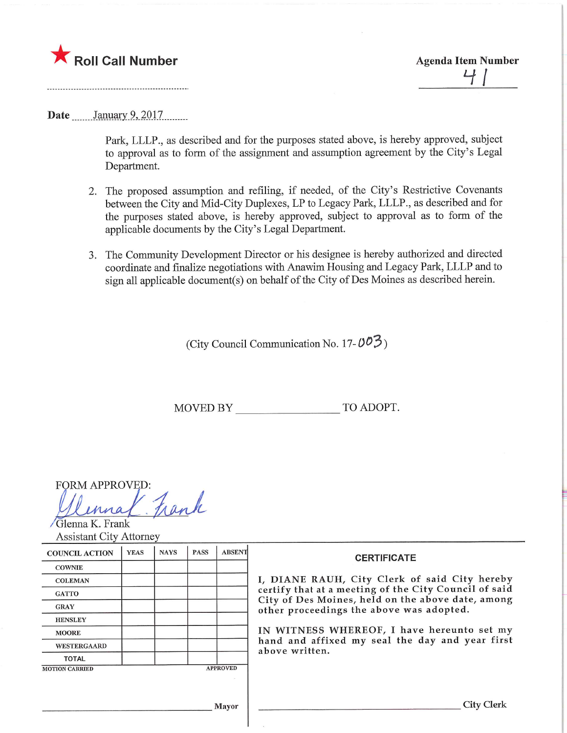★ **Roll Call Number**

**Agenda Item Number**
41

**Date** January 9, 2017

Park, LLLP., as described and for the purposes stated above, is hereby approved, subject to approval as to form of the assignment and assumption agreement by the City's Legal Department.

2. The proposed assumption and refiling, if needed, of the City's Restrictive Covenants between the City and Mid-City Duplexes, LP to Legacy Park, LLLP., as described and for the purposes stated above, is hereby approved, subject to approval as to form of the applicable documents by the City's Legal Department.

3. The Community Development Director or his designee is hereby authorized and directed coordinate and finalize negotiations with Anawim Housing and Legacy Park, LLLP and to sign all applicable document(s) on behalf of the City of Des Moines as described herein.

(City Council Communication No. 17-003)

MOVED BY ________________ TO ADOPT.

FORM APPROVED:

Glenna K. Frank
Glenna K. Frank
Assistant City Attorney

| COUNCIL ACTION | YEAS | NAYS | PASS | ABSENT |
|---|---|---|---|---|
| COWNIE | | | | |
| COLEMAN | | | | |
| GATTO | | | | |
| GRAY | | | | |
| HENSLEY | | | | |
| MOORE | | | | |
| WESTERGAARD | | | | |
| TOTAL | | | | |

MOTION CARRIED APPROVED

________________________ Mayor

**CERTIFICATE**

I, DIANE RAUH, City Clerk of said City hereby certify that at a meeting of the City Council of said City of Des Moines, held on the above date, among other proceedings the above was adopted.

IN WITNESS WHEREOF, I have hereunto set my hand and affixed my seal the day and year first above written.

________________________ City Clerk